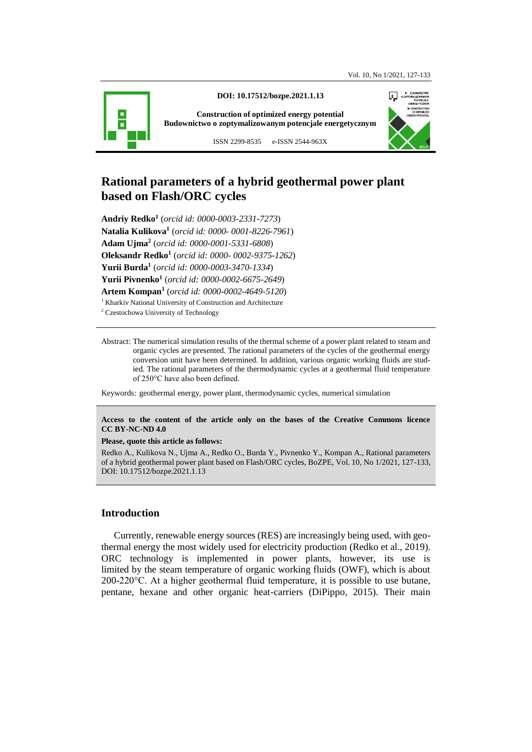**DOI: 10.17512/bozpe.2021.1.13**

**Construction of optimized energy potential**
**Budownictwo o zoptymalizowanym potencjale energetycznym**

ISSN 2299-8535 e-ISSN 2544-963X

# Rational parameters of a hybrid geothermal power plant based on Flash/ORC cycles

**Andriy Redko**[1] (*orcid id: 0000-0003-2331-7273*)
**Natalia Kulikova**[1] (*orcid id: 0000- 0001-8226-7961*)
**Adam Ujma**[2] (*orcid id: 0000-0001-5331-6808*)
**Oleksandr Redko**[1] (*orcid id: 0000- 0002-9375-1262*)
**Yurii Burda**[1] (*orcid id: 0000-0003-3470-1334*)
**Yurii Pivnenko**[1] (*orcid id: 0000-0002-6675-2649*)
**Artem Kompan**[1] (*orcid id: 0000-0002-4649-5120*)

[1] Kharkiv National University of Construction and Architecture
[2] Czestochowa University of Technology

Abstract: The numerical simulation results of the thermal scheme of a power plant related to steam and organic cycles are presented. The rational parameters of the cycles of the geothermal energy conversion unit have been determined. In addition, various organic working fluids are studied. The rational parameters of the thermodynamic cycles at a geothermal fluid temperature of 250°C have also been defined.

Keywords: geothermal energy, power plant, thermodynamic cycles, numerical simulation

**Access to the content of the article only on the bases of the Creative Commons licence CC BY-NC-ND 4.0**

**Please, quote this article as follows:**

Redko A., Kulikova N., Ujma A., Redko O., Burda Y., Pivnenko Y., Kompan A., Rational parameters of a hybrid geothermal power plant based on Flash/ORC cycles, BoZPE, Vol. 10, No 1/2021, 127-133, DOI: 10.17512/bozpe.2021.1.13

## Introduction

Currently, renewable energy sources (RES) are increasingly being used, with geothermal energy the most widely used for electricity production (Redko et al., 2019). ORC technology is implemented in power plants, however, its use is limited by the steam temperature of organic working fluids (OWF), which is about 200-220°C. At a higher geothermal fluid temperature, it is possible to use butane, pentane, hexane and other organic heat-carriers (DiPippo, 2015). Their main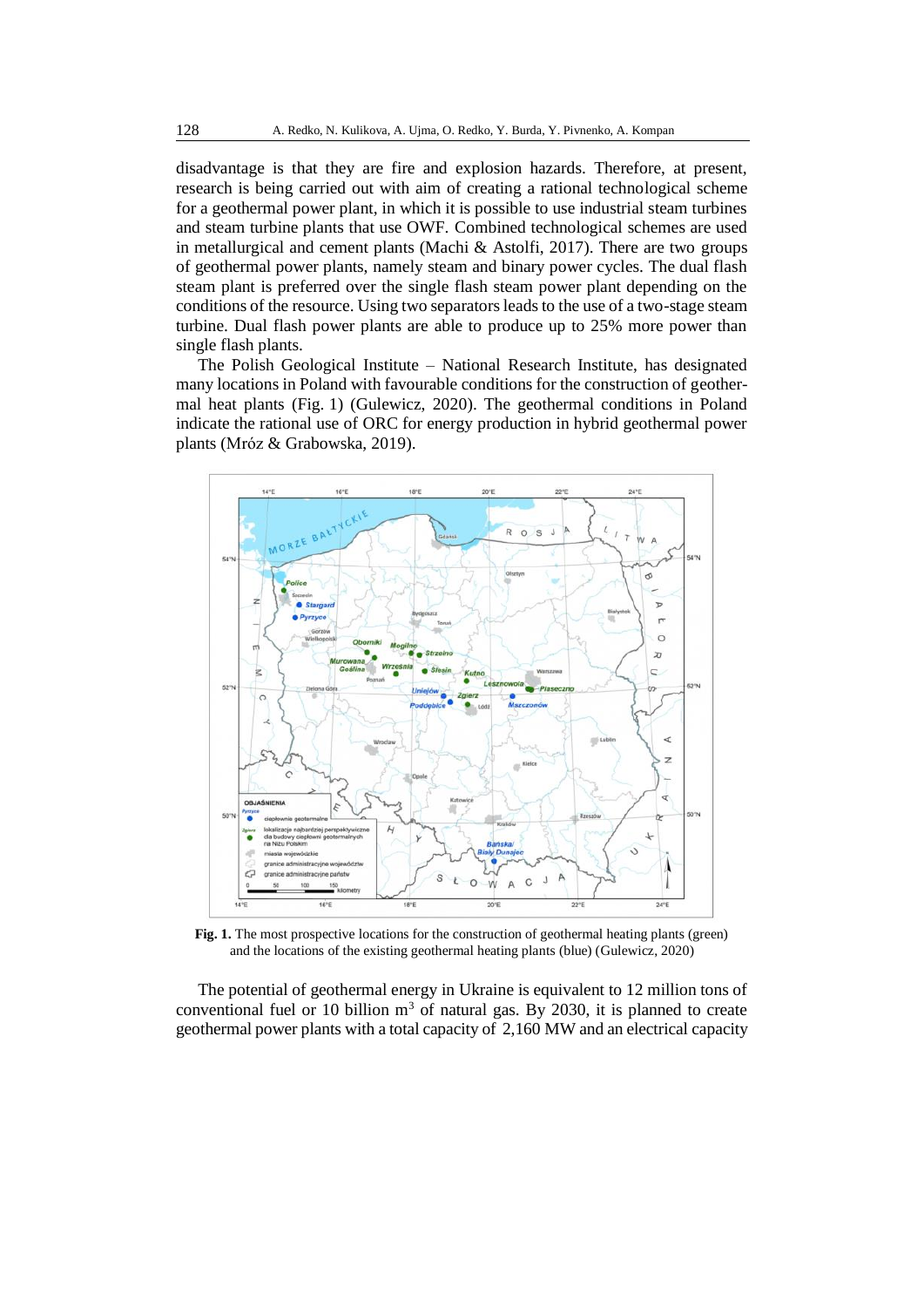disadvantage is that they are fire and explosion hazards. Therefore, at present, research is being carried out with aim of creating a rational technological scheme for a geothermal power plant, in which it is possible to use industrial steam turbines and steam turbine plants that use OWF. Combined technological schemes are used in metallurgical and cement plants (Machi & Astolfi, 2017). There are two groups of geothermal power plants, namely steam and binary power cycles. The dual flash steam plant is preferred over the single flash steam power plant depending on the conditions of the resource. Using two separators leads to the use of a two-stage steam turbine. Dual flash power plants are able to produce up to 25% more power than single flash plants.

The Polish Geological Institute – National Research Institute, has designated many locations in Poland with favourable conditions for the construction of geothermal heat plants (Fig. 1) (Gulewicz, 2020). The geothermal conditions in Poland indicate the rational use of ORC for energy production in hybrid geothermal power plants (Mróz & Grabowska, 2019).

**Fig. 1.** The most prospective locations for the construction of geothermal heating plants (green) and the locations of the existing geothermal heating plants (blue) (Gulewicz, 2020)

The potential of geothermal energy in Ukraine is equivalent to 12 million tons of conventional fuel or 10 billion m$^3$ of natural gas. By 2030, it is planned to create geothermal power plants with a total capacity of 2,160 MW and an electrical capacity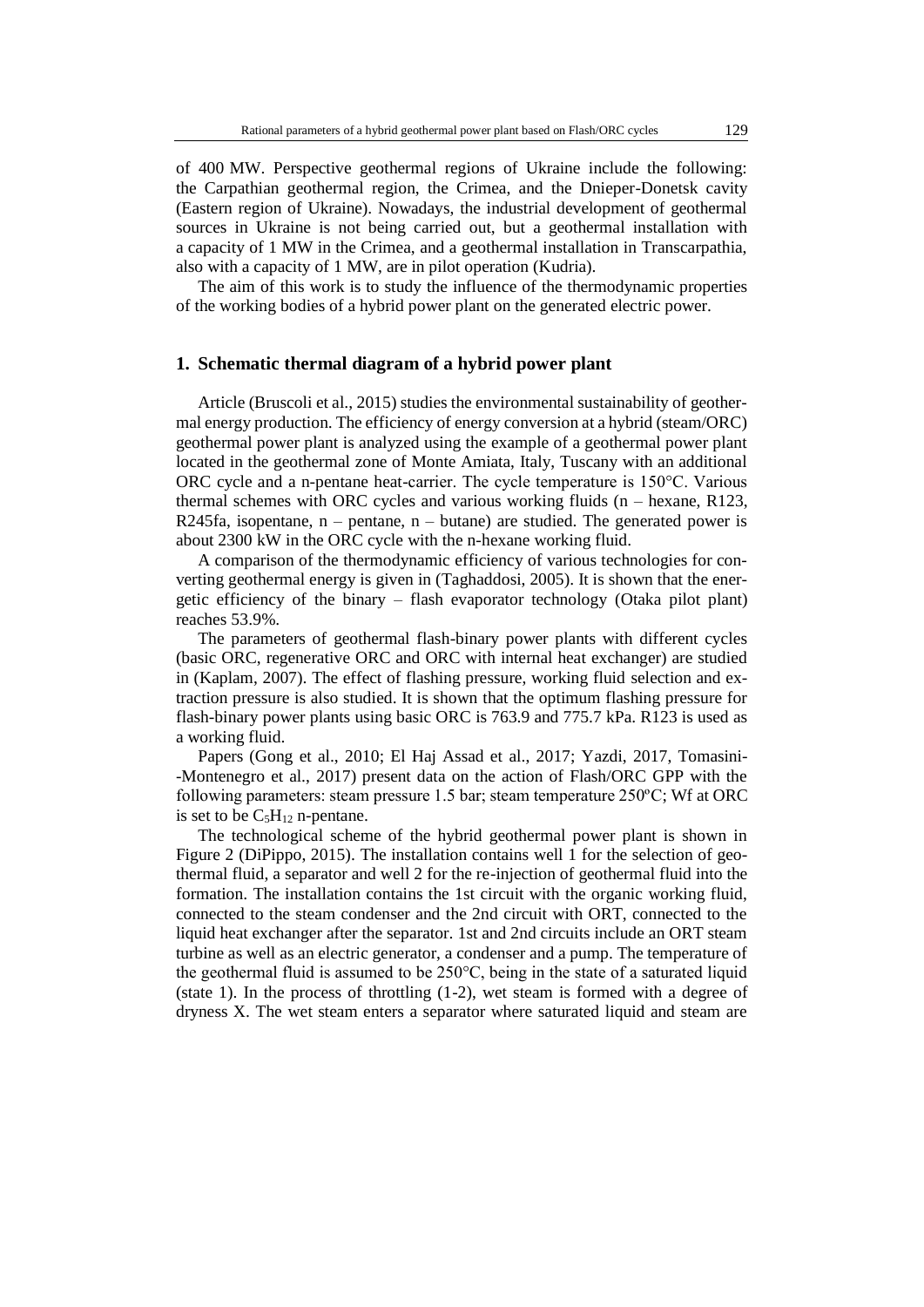of 400 MW. Perspective geothermal regions of Ukraine include the following: the Carpathian geothermal region, the Crimea, and the Dnieper-Donetsk cavity (Eastern region of Ukraine). Nowadays, the industrial development of geothermal sources in Ukraine is not being carried out, but a geothermal installation with a capacity of 1 MW in the Crimea, and a geothermal installation in Transcarpathia, also with a capacity of 1 MW, are in pilot operation (Kudria).

The aim of this work is to study the influence of the thermodynamic properties of the working bodies of a hybrid power plant on the generated electric power.

## 1. Schematic thermal diagram of a hybrid power plant

Article (Bruscoli et al., 2015) studies the environmental sustainability of geothermal energy production. The efficiency of energy conversion at a hybrid (steam/ORC) geothermal power plant is analyzed using the example of a geothermal power plant located in the geothermal zone of Monte Amiata, Italy, Tuscany with an additional ORC cycle and a n-pentane heat-carrier. The cycle temperature is 150°C. Various thermal schemes with ORC cycles and various working fluids (n – hexane, R123, R245fa, isopentane, n – pentane, n – butane) are studied. The generated power is about 2300 kW in the ORC cycle with the n-hexane working fluid.

A comparison of the thermodynamic efficiency of various technologies for converting geothermal energy is given in (Taghaddosi, 2005). It is shown that the energetic efficiency of the binary – flash evaporator technology (Otaka pilot plant) reaches 53.9%.

The parameters of geothermal flash-binary power plants with different cycles (basic ORC, regenerative ORC and ORC with internal heat exchanger) are studied in (Kaplam, 2007). The effect of flashing pressure, working fluid selection and extraction pressure is also studied. It is shown that the optimum flashing pressure for flash-binary power plants using basic ORC is 763.9 and 775.7 kPa. R123 is used as a working fluid.

Papers (Gong et al., 2010; El Haj Assad et al., 2017; Yazdi, 2017, Tomasini-Montenegro et al., 2017) present data on the action of Flash/ORC GPP with the following parameters: steam pressure 1.5 bar; steam temperature 250ºC; Wf at ORC is set to be $C_5H_{12}$ n-pentane.

The technological scheme of the hybrid geothermal power plant is shown in Figure 2 (DiPippo, 2015). The installation contains well 1 for the selection of geothermal fluid, a separator and well 2 for the re-injection of geothermal fluid into the formation. The installation contains the 1st circuit with the organic working fluid, connected to the steam condenser and the 2nd circuit with ORT, connected to the liquid heat exchanger after the separator. 1st and 2nd circuits include an ORT steam turbine as well as an electric generator, a condenser and a pump. The temperature of the geothermal fluid is assumed to be 250°C, being in the state of a saturated liquid (state 1). In the process of throttling (1-2), wet steam is formed with a degree of dryness X. The wet steam enters a separator where saturated liquid and steam are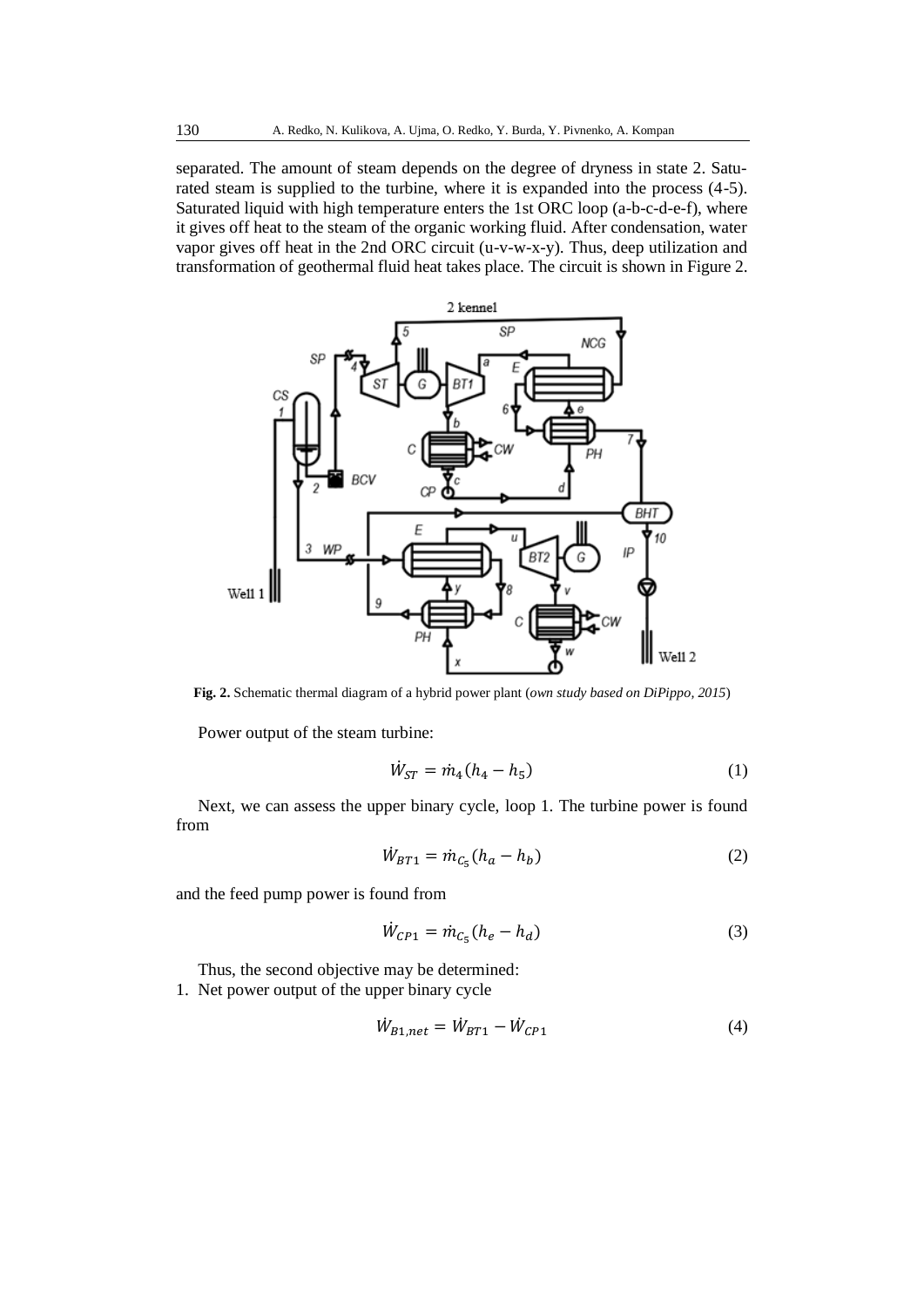separated. The amount of steam depends on the degree of dryness in state 2. Saturated steam is supplied to the turbine, where it is expanded into the process (4-5). Saturated liquid with high temperature enters the 1st ORC loop (a-b-c-d-e-f), where it gives off heat to the steam of the organic working fluid. After condensation, water vapor gives off heat in the 2nd ORC circuit (u-v-w-x-y). Thus, deep utilization and transformation of geothermal fluid heat takes place. The circuit is shown in Figure 2.

**Fig. 2.** Schematic thermal diagram of a hybrid power plant (*own study based on DiPippo, 2015*)

Power output of the steam turbine:

$$\dot{W}_{ST} = \dot{m}_4(h_4 - h_5) \tag{1}$$

Next, we can assess the upper binary cycle, loop 1. The turbine power is found from

$$\dot{W}_{BT1} = \dot{m}_{C_5}(h_a - h_b) \tag{2}$$

and the feed pump power is found from

$$\dot{W}_{CP1} = \dot{m}_{C_5}(h_e - h_d) \tag{3}$$

Thus, the second objective may be determined:

1. Net power output of the upper binary cycle

$$\dot{W}_{B1,net} = \dot{W}_{BT1} - \dot{W}_{CP1} \tag{4}$$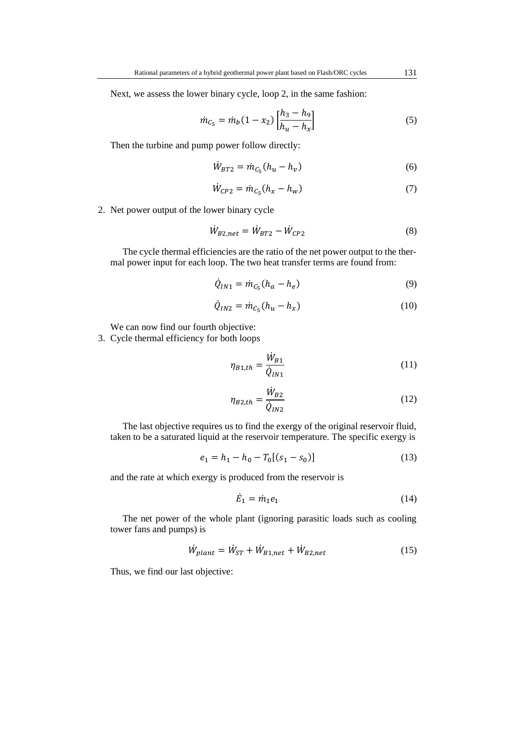Next, we assess the lower binary cycle, loop 2, in the same fashion:

$$\dot{m}_{C_5} = \dot{m}_b(1 - x_2)\left[\frac{h_3 - h_9}{h_u - h_x}\right] \tag{5}$$

Then the turbine and pump power follow directly:

$$\dot{W}_{BT2} = \dot{m}_{C_5}(h_u - h_v) \tag{6}$$

$$\dot{W}_{CP2} = \dot{m}_{C_5}(h_x - h_w) \tag{7}$$

2. Net power output of the lower binary cycle

$$\dot{W}_{B2,net} = \dot{W}_{BT2} - \dot{W}_{CP2} \tag{8}$$

The cycle thermal efficiencies are the ratio of the net power output to the thermal power input for each loop. The two heat transfer terms are found from:

$$\dot{Q}_{IN1} = \dot{m}_{C_5}(h_a - h_e) \tag{9}$$

$$\dot{Q}_{IN2} = \dot{m}_{C_5}(h_u - h_x) \tag{10}$$

We can now find our fourth objective:

3. Cycle thermal efficiency for both loops

$$\eta_{B1,th} = \frac{\dot{W}_{B1}}{\dot{Q}_{IN1}} \tag{11}$$

$$\eta_{B2,th} = \frac{\dot{W}_{B2}}{\dot{Q}_{IN2}} \tag{12}$$

The last objective requires us to find the exergy of the original reservoir fluid, taken to be a saturated liquid at the reservoir temperature. The specific exergy is

$$e_1 = h_1 - h_0 - T_0[(s_1 - s_0)] \tag{13}$$

and the rate at which exergy is produced from the reservoir is

$$\dot{E}_1 = \dot{m}_1 e_1 \tag{14}$$

The net power of the whole plant (ignoring parasitic loads such as cooling tower fans and pumps) is

$$\dot{W}_{plant} = \dot{W}_{ST} + \dot{W}_{B1,net} + \dot{W}_{B2,net} \tag{15}$$

Thus, we find our last objective: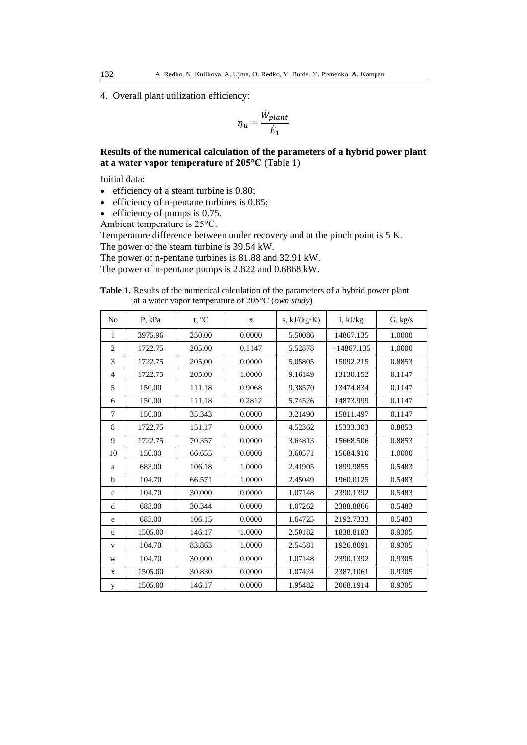4. Overall plant utilization efficiency:

$$\eta_u = \frac{\dot{W}_{plant}}{\dot{E}_1}$$

**Results of the numerical calculation of the parameters of a hybrid power plant at a water vapor temperature of 205°C** (Table 1)

Initial data:

- efficiency of a steam turbine is 0.80;
- efficiency of n-pentane turbines is 0.85;
- efficiency of pumps is 0.75.

Ambient temperature is 25°C.

Temperature difference between under recovery and at the pinch point is 5 K.

The power of the steam turbine is 39.54 kW.

The power of n-pentane turbines is 81.88 and 32.91 kW.

The power of n-pentane pumps is 2.822 and 0.6868 kW.

**Table 1.** Results of the numerical calculation of the parameters of a hybrid power plant at a water vapor temperature of 205°C (*own study*)

| No | P, kPa | t, °C | x | s, kJ/(kg·K) | i, kJ/kg | G, kg/s |
|---|---|---|---|---|---|---|
| 1 | 3975.96 | 250.00 | 0.0000 | 5.50086 | 14867.135 | 1.0000 |
| 2 | 1722.75 | 205.00 | 0.1147 | 5.52878 | –14867.135 | 1.0000 |
| 3 | 1722.75 | 205,00 | 0.0000 | 5.05805 | 15092.215 | 0.8853 |
| 4 | 1722.75 | 205.00 | 1.0000 | 9.16149 | 13130.152 | 0.1147 |
| 5 | 150.00 | 111.18 | 0.9068 | 9.38570 | 13474.834 | 0.1147 |
| 6 | 150.00 | 111.18 | 0.2812 | 5.74526 | 14873.999 | 0.1147 |
| 7 | 150.00 | 35.343 | 0.0000 | 3.21490 | 15811.497 | 0.1147 |
| 8 | 1722.75 | 151.17 | 0.0000 | 4.52362 | 15333.303 | 0.8853 |
| 9 | 1722.75 | 70.357 | 0.0000 | 3.64813 | 15668.506 | 0.8853 |
| 10 | 150.00 | 66.655 | 0.0000 | 3.60571 | 15684.910 | 1.0000 |
| a | 683.00 | 106.18 | 1.0000 | 2.41905 | 1899.9855 | 0.5483 |
| b | 104.70 | 66.571 | 1.0000 | 2.45049 | 1960.0125 | 0.5483 |
| c | 104.70 | 30.000 | 0.0000 | 1.07148 | 2390.1392 | 0.5483 |
| d | 683.00 | 30.344 | 0.0000 | 1.07262 | 2388.8866 | 0.5483 |
| e | 683.00 | 106.15 | 0.0000 | 1.64725 | 2192.7333 | 0.5483 |
| u | 1505.00 | 146.17 | 1.0000 | 2.50182 | 1838.8183 | 0.9305 |
| v | 104.70 | 83.863 | 1.0000 | 2.54581 | 1926.8091 | 0.9305 |
| w | 104.70 | 30.000 | 0.0000 | 1.07148 | 2390.1392 | 0.9305 |
| x | 1505.00 | 30.830 | 0.0000 | 1.07424 | 2387.1061 | 0.9305 |
| y | 1505.00 | 146.17 | 0.0000 | 1.95482 | 2068.1914 | 0.9305 |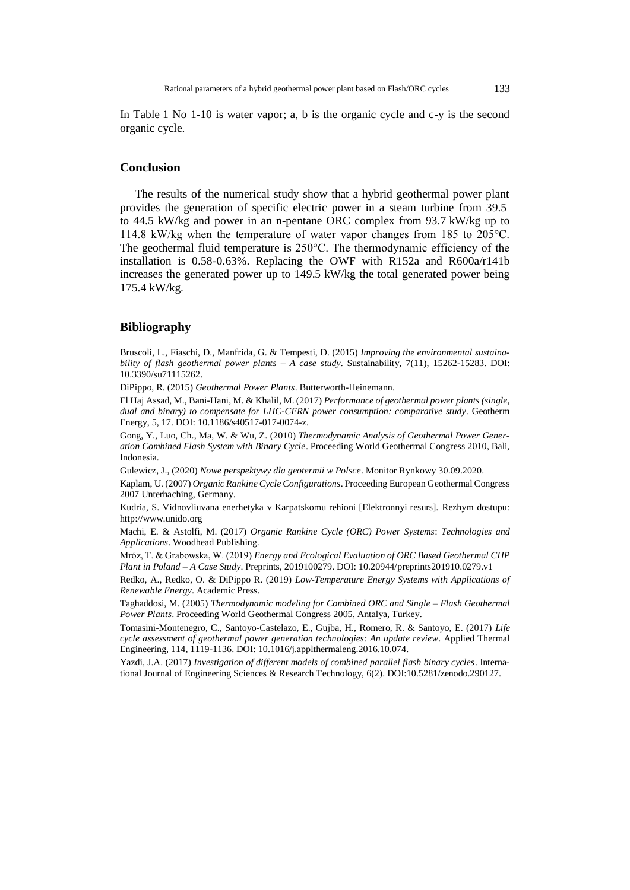In Table 1 No 1-10 is water vapor; a, b is the organic cycle and c-y is the second organic cycle.

## Conclusion

The results of the numerical study show that a hybrid geothermal power plant provides the generation of specific electric power in a steam turbine from 39.5 to 44.5 kW/kg and power in an n-pentane ORC complex from 93.7 kW/kg up to 114.8 kW/kg when the temperature of water vapor changes from 185 to 205°C. The geothermal fluid temperature is 250°C. The thermodynamic efficiency of the installation is 0.58-0.63%. Replacing the OWF with R152a and R600a/r141b increases the generated power up to 149.5 kW/kg the total generated power being 175.4 kW/kg.

## Bibliography

Bruscoli, L., Fiaschi, D., Manfrida, G. & Tempesti, D. (2015) *Improving the environmental sustainability of flash geothermal power plants – A case study*. Sustainability, 7(11), 15262-15283. DOI: 10.3390/su71115262.

DiPippo, R. (2015) *Geothermal Power Plants*. Butterworth-Heinemann.

El Haj Assad, M., Bani-Hani, M. & Khalil, M. (2017) *Performance of geothermal power plants (single, dual and binary) to compensate for LHC-CERN power consumption: comparative study*. Geotherm Energy, 5, 17. DOI: 10.1186/s40517-017-0074-z.

Gong, Y., Luo, Ch., Ma, W. & Wu, Z. (2010) *Thermodynamic Analysis of Geothermal Power Generation Combined Flash System with Binary Cycle*. Proceeding World Geothermal Congress 2010, Bali, Indonesia.

Gulewicz, J., (2020) *Nowe perspektywy dla geotermii w Polsce*. Monitor Rynkowy 30.09.2020.

Kaplam, U. (2007) *Organic Rankine Cycle Configurations*. Proceeding European Geothermal Congress 2007 Unterhaching, Germany.

Kudria, S. Vidnovliuvana enerhetyka v Karpatskomu rehioni [Elektronnyi resurs]. Rezhym dostupu: http://www.unido.org

Machi, E. & Astolfi, M. (2017) *Organic Rankine Cycle (ORC) Power Systems*: *Technologies and Applications*. Woodhead Publishing.

Mróz, T. & Grabowska, W. (2019) *Energy and Ecological Evaluation of ORC Based Geothermal CHP Plant in Poland – A Case Study*. Preprints, 2019100279. DOI: 10.20944/preprints201910.0279.v1

Redko, A., Redko, O. & DiPippo R. (2019) *Low-Temperature Energy Systems with Applications of Renewable Energy*. Academic Press.

Taghaddosi, M. (2005) *Thermodynamic modeling for Combined ORC and Single – Flash Geothermal Power Plants*. Proceeding World Geothermal Congress 2005, Antalya, Turkey.

Tomasini-Montenegro, C., Santoyo-Castelazo, E., Gujba, H., Romero, R. & Santoyo, E. (2017) *Life cycle assessment of geothermal power generation technologies: An update review*. Applied Thermal Engineering, 114, 1119-1136. DOI: 10.1016/j.applthermaleng.2016.10.074.

Yazdi, J.A. (2017) *Investigation of different models of combined parallel flash binary cycles*. International Journal of Engineering Sciences & Research Technology, 6(2). DOI:10.5281/zenodo.290127.